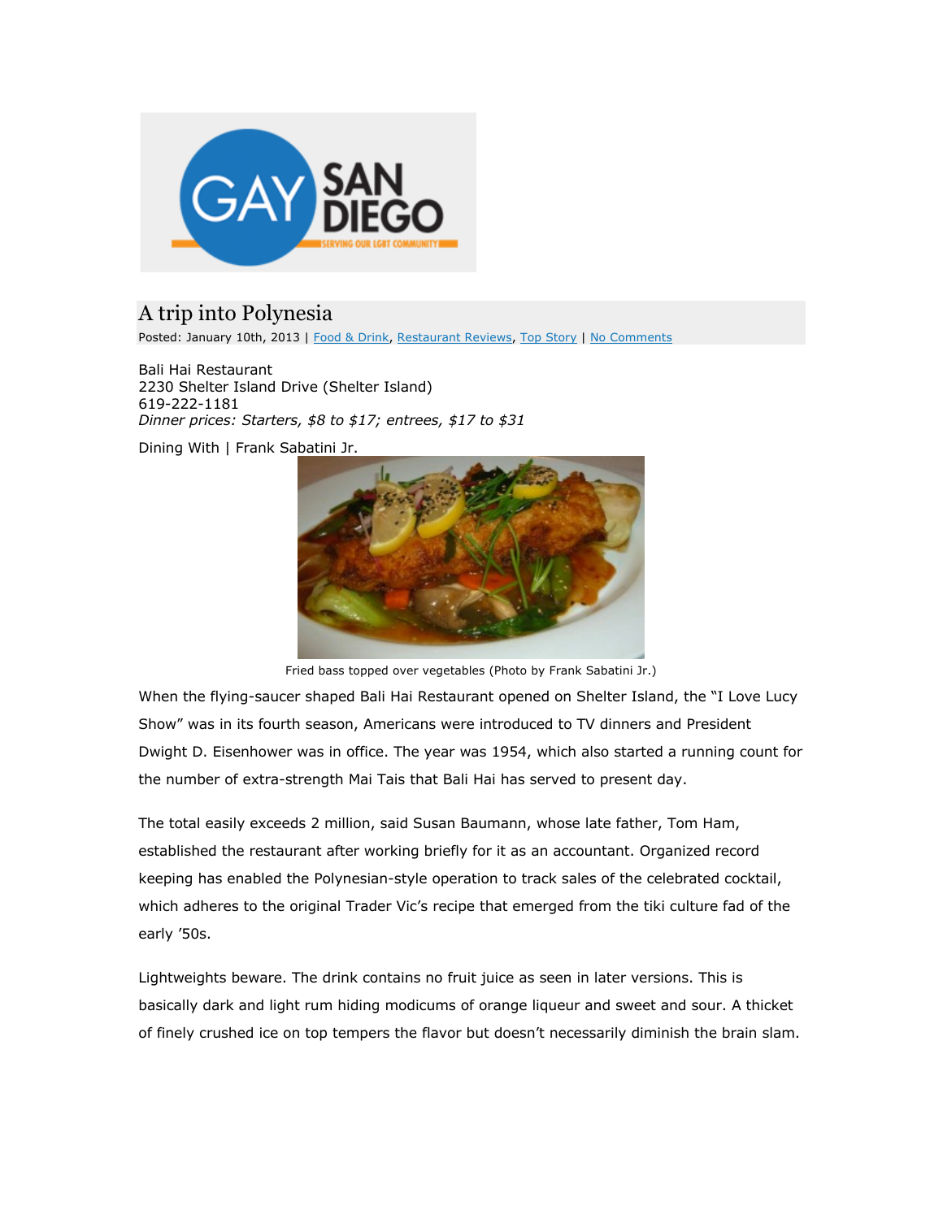# A trip into Polynesia

Posted: January 10th, 2013 | Food & Drink, Restaurant Reviews, Top Story | No Comments

Bali Hai Restaurant
2230 Shelter Island Drive (Shelter Island)
619-222-1181
*Dinner prices: Starters, $8 to $17; entrees, $17 to $31*

Dining With | Frank Sabatini Jr.

Fried bass topped over vegetables (Photo by Frank Sabatini Jr.)

When the flying-saucer shaped Bali Hai Restaurant opened on Shelter Island, the "I Love Lucy Show" was in its fourth season, Americans were introduced to TV dinners and President Dwight D. Eisenhower was in office. The year was 1954, which also started a running count for the number of extra-strength Mai Tais that Bali Hai has served to present day.

The total easily exceeds 2 million, said Susan Baumann, whose late father, Tom Ham, established the restaurant after working briefly for it as an accountant. Organized record keeping has enabled the Polynesian-style operation to track sales of the celebrated cocktail, which adheres to the original Trader Vic's recipe that emerged from the tiki culture fad of the early '50s.

Lightweights beware. The drink contains no fruit juice as seen in later versions. This is basically dark and light rum hiding modicums of orange liqueur and sweet and sour. A thicket of finely crushed ice on top tempers the flavor but doesn't necessarily diminish the brain slam.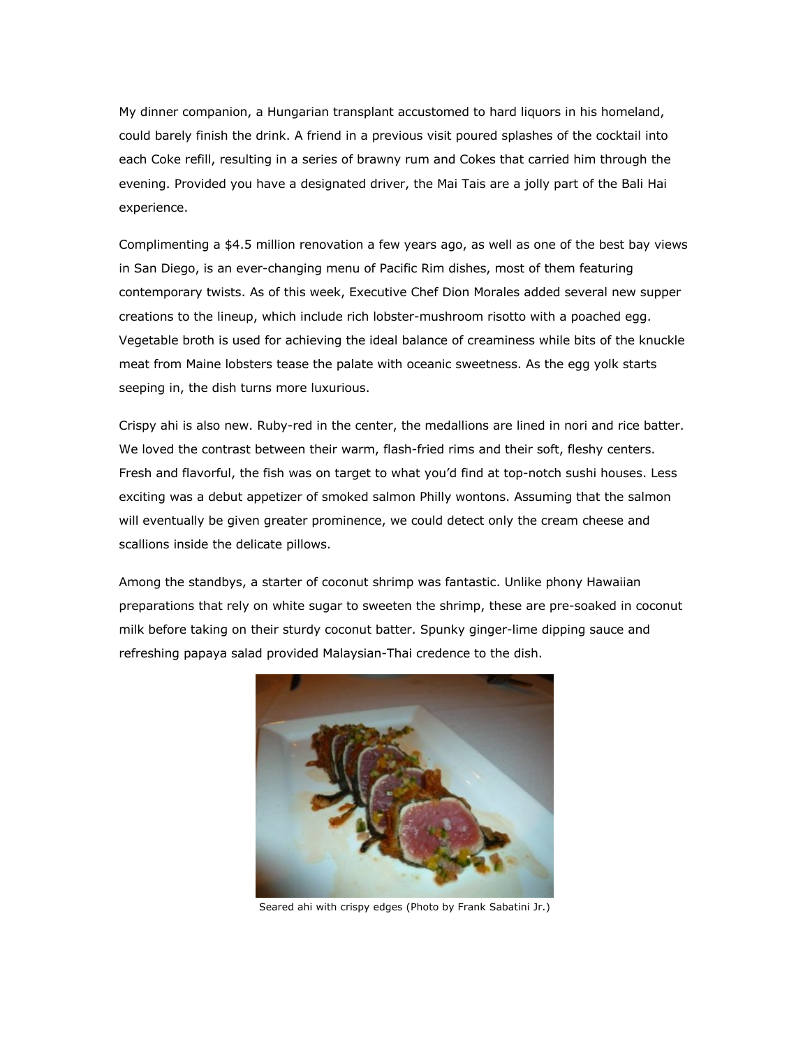My dinner companion, a Hungarian transplant accustomed to hard liquors in his homeland, could barely finish the drink. A friend in a previous visit poured splashes of the cocktail into each Coke refill, resulting in a series of brawny rum and Cokes that carried him through the evening. Provided you have a designated driver, the Mai Tais are a jolly part of the Bali Hai experience.

Complimenting a $4.5 million renovation a few years ago, as well as one of the best bay views in San Diego, is an ever-changing menu of Pacific Rim dishes, most of them featuring contemporary twists. As of this week, Executive Chef Dion Morales added several new supper creations to the lineup, which include rich lobster-mushroom risotto with a poached egg. Vegetable broth is used for achieving the ideal balance of creaminess while bits of the knuckle meat from Maine lobsters tease the palate with oceanic sweetness. As the egg yolk starts seeping in, the dish turns more luxurious.

Crispy ahi is also new. Ruby-red in the center, the medallions are lined in nori and rice batter. We loved the contrast between their warm, flash-fried rims and their soft, fleshy centers. Fresh and flavorful, the fish was on target to what you'd find at top-notch sushi houses. Less exciting was a debut appetizer of smoked salmon Philly wontons. Assuming that the salmon will eventually be given greater prominence, we could detect only the cream cheese and scallions inside the delicate pillows.

Among the standbys, a starter of coconut shrimp was fantastic. Unlike phony Hawaiian preparations that rely on white sugar to sweeten the shrimp, these are pre-soaked in coconut milk before taking on their sturdy coconut batter. Spunky ginger-lime dipping sauce and refreshing papaya salad provided Malaysian-Thai credence to the dish.

Seared ahi with crispy edges (Photo by Frank Sabatini Jr.)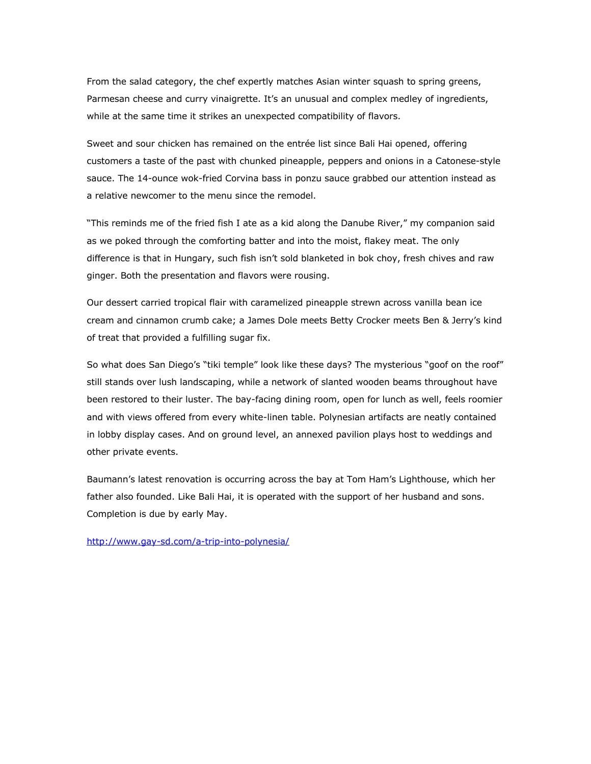From the salad category, the chef expertly matches Asian winter squash to spring greens, Parmesan cheese and curry vinaigrette. It's an unusual and complex medley of ingredients, while at the same time it strikes an unexpected compatibility of flavors.

Sweet and sour chicken has remained on the entrée list since Bali Hai opened, offering customers a taste of the past with chunked pineapple, peppers and onions in a Catonese-style sauce. The 14-ounce wok-fried Corvina bass in ponzu sauce grabbed our attention instead as a relative newcomer to the menu since the remodel.

"This reminds me of the fried fish I ate as a kid along the Danube River," my companion said as we poked through the comforting batter and into the moist, flakey meat. The only difference is that in Hungary, such fish isn't sold blanketed in bok choy, fresh chives and raw ginger. Both the presentation and flavors were rousing.

Our dessert carried tropical flair with caramelized pineapple strewn across vanilla bean ice cream and cinnamon crumb cake; a James Dole meets Betty Crocker meets Ben & Jerry's kind of treat that provided a fulfilling sugar fix.

So what does San Diego's "tiki temple" look like these days? The mysterious "goof on the roof" still stands over lush landscaping, while a network of slanted wooden beams throughout have been restored to their luster. The bay-facing dining room, open for lunch as well, feels roomier and with views offered from every white-linen table. Polynesian artifacts are neatly contained in lobby display cases. And on ground level, an annexed pavilion plays host to weddings and other private events.

Baumann's latest renovation is occurring across the bay at Tom Ham's Lighthouse, which her father also founded. Like Bali Hai, it is operated with the support of her husband and sons. Completion is due by early May.

http://www.gay-sd.com/a-trip-into-polynesia/